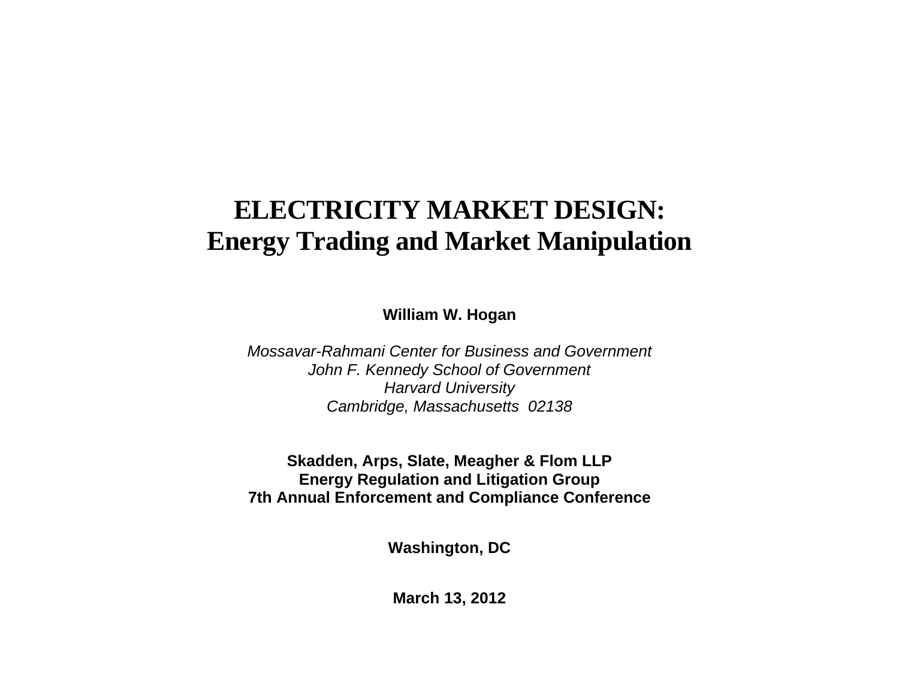# ELECTRICITY MARKET DESIGN:
# Energy Trading and Market Manipulation

**William W. Hogan**

*Mossavar-Rahmani Center for Business and Government*
*John F. Kennedy School of Government*
*Harvard University*
*Cambridge, Massachusetts 02138*

**Skadden, Arps, Slate, Meagher & Flom LLP**
**Energy Regulation and Litigation Group**
**7th Annual Enforcement and Compliance Conference**

**Washington, DC**

**March 13, 2012**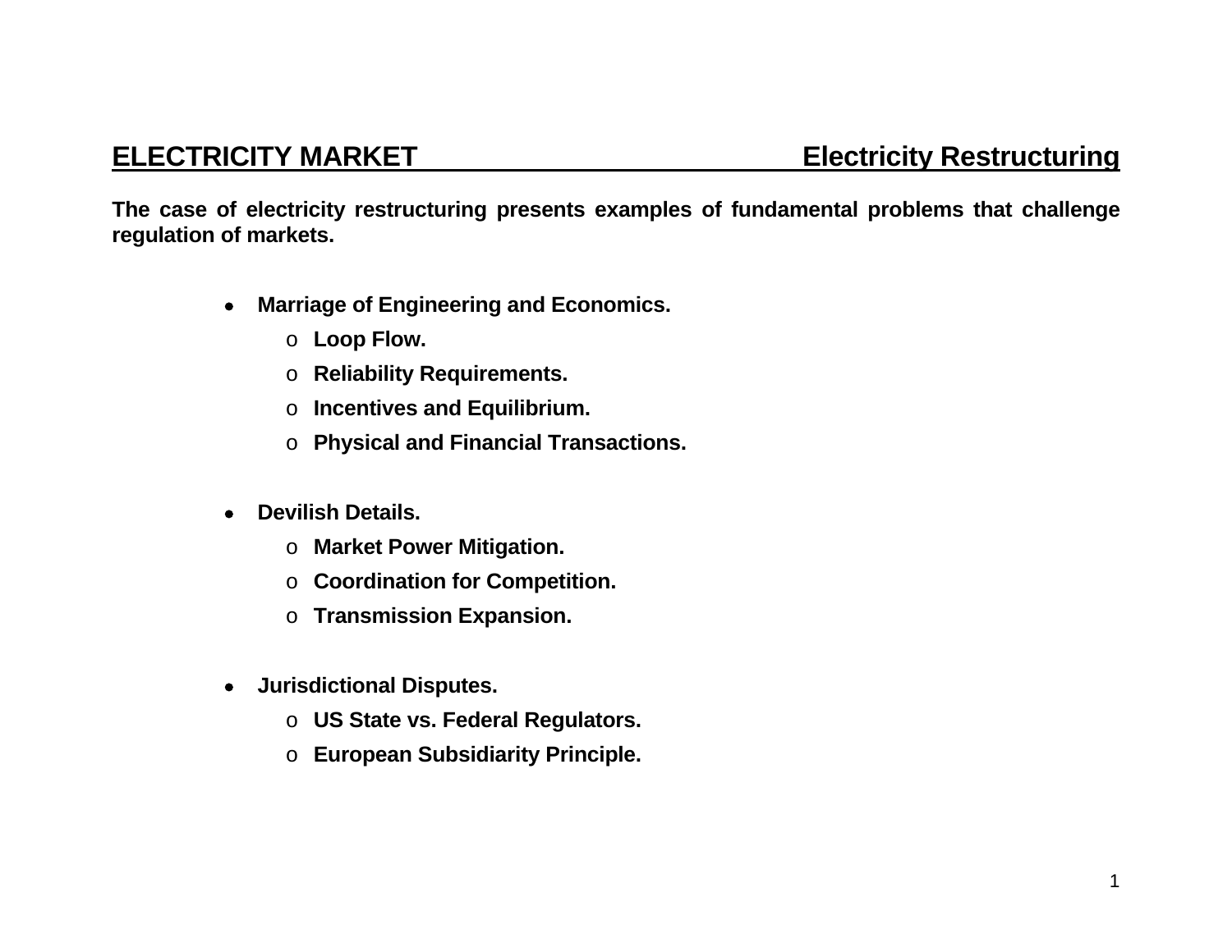## ELECTRICITY MARKET — Electricity Restructuring

**The case of electricity restructuring presents examples of fundamental problems that challenge regulation of markets.**

- **Marriage of Engineering and Economics.**
  - **Loop Flow.**
  - **Reliability Requirements.**
  - **Incentives and Equilibrium.**
  - **Physical and Financial Transactions.**

- **Devilish Details.**
  - **Market Power Mitigation.**
  - **Coordination for Competition.**
  - **Transmission Expansion.**

- **Jurisdictional Disputes.**
  - **US State vs. Federal Regulators.**
  - **European Subsidiarity Principle.**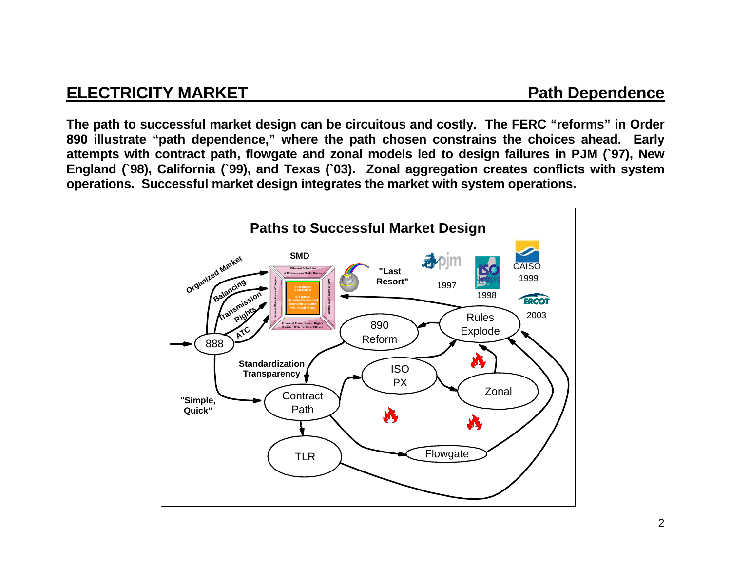## ELECTRICITY MARKET — Path Dependence

**The path to successful market design can be circuitous and costly. The FERC "reforms" in Order 890 illustrate "path dependence," where the path chosen constrains the choices ahead. Early attempts with contract path, flowgate and zonal models led to design failures in PJM (`97), New England (`98), California (`99), and Texas (`03). Zonal aggregation creates conflicts with system operations. Successful market design integrates the market with system operations.**

**Paths to Successful Market Design**

SMD

Bilateral Schedules at Difference in Nodal Prices

Coordinated Spot Market

Bid-Based, Security-Constrained, Economic Dispatch with Nodal Prices

Financial Transmission Rights (TCCs, FTRs, FCRs, CRRs, ...)

License Plate Access Charges

Market Driven Investment

"Last Resort"

pjm 1997

ISO New England 1998

CAISO 1999

ERCOT 2003

Organized Market

Balancing

Transmission Rights

ATC

888

"Simple, Quick"

Standardization Transparency

890 Reform

Rules Explode

ISO PX

Zonal

Contract Path

TLR

Flowgate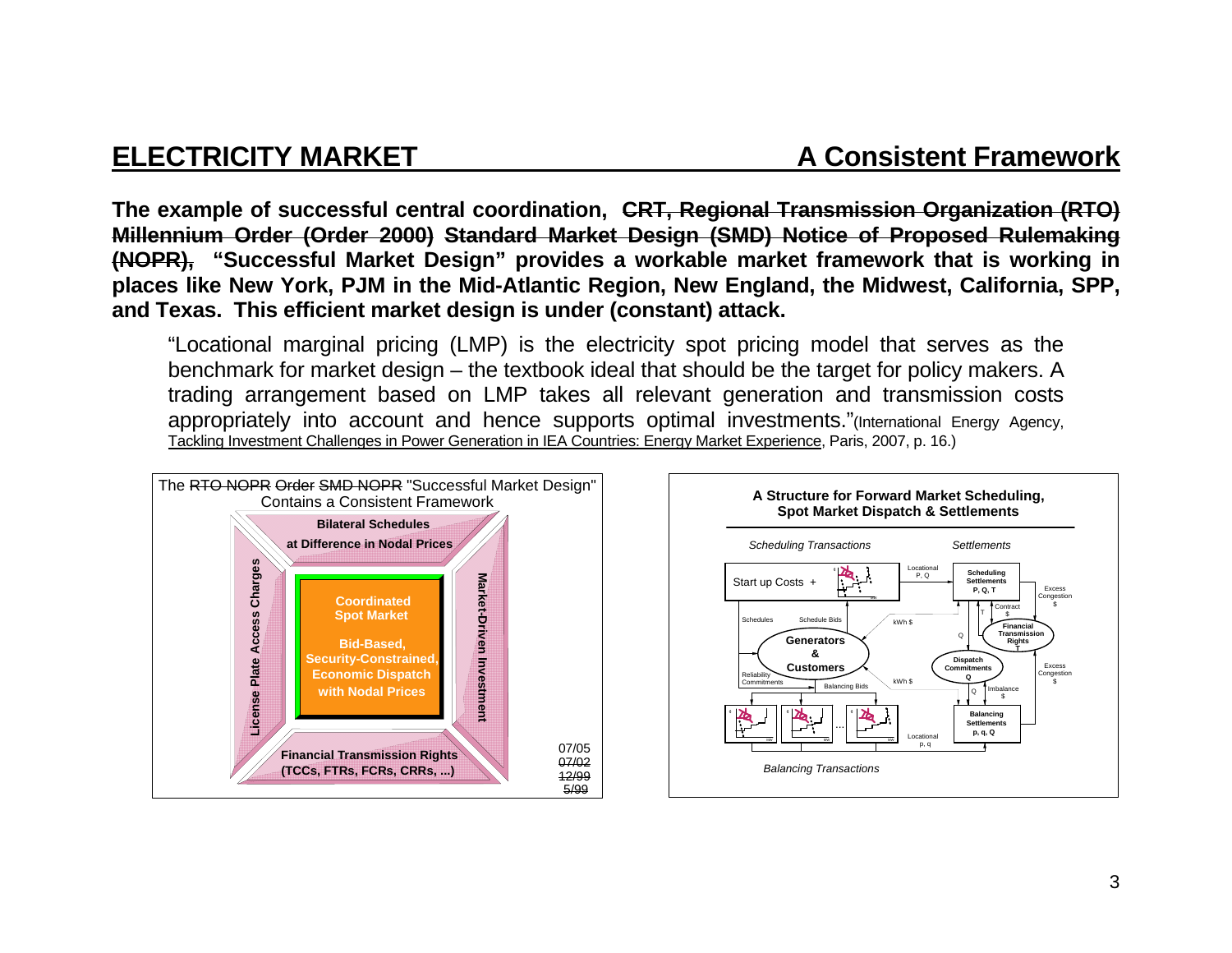## ELECTRICITY MARKET — A Consistent Framework

**The example of successful central coordination, ~~CRT, Regional Transmission Organization (RTO) Millennium Order (Order 2000) Standard Market Design (SMD) Notice of Proposed Rulemaking (NOPR),~~ "Successful Market Design" provides a workable market framework that is working in places like New York, PJM in the Mid-Atlantic Region, New England, the Midwest, California, SPP, and Texas. This efficient market design is under (constant) attack.**

> "Locational marginal pricing (LMP) is the electricity spot pricing model that serves as the benchmark for market design – the textbook ideal that should be the target for policy makers. A trading arrangement based on LMP takes all relevant generation and transmission costs appropriately into account and hence supports optimal investments."(International Energy Agency, Tackling Investment Challenges in Power Generation in IEA Countries: Energy Market Experience, Paris, 2007, p. 16.)

The ~~RTO NOPR~~ ~~Order~~ ~~SMD NOPR~~ "Successful Market Design" Contains a Consistent Framework

- **Bilateral Schedules at Difference in Nodal Prices**
- **License Plate Access Charges**
- **Coordinated Spot Market — Bid-Based, Security-Constrained, Economic Dispatch with Nodal Prices**
- **Market-Driven Investment**
- **Financial Transmission Rights (TCCs, FTRs, FCRs, CRRs, ...)**

07/05
~~07/02~~
~~12/99~~
~~5/99~~

**A Structure for Forward Market Scheduling, Spot Market Dispatch & Settlements**

*Scheduling Transactions* — *Settlements*

Start up Costs + ; Locational P, Q ; Scheduling Settlements P, Q, T ; Excess Congestion $ ; Contract $ ; T ; Financial Transmission Rights T ; Q ; Schedules ; Schedule Bids ; kWh $ ; Generators & Customers ; Dispatch Commitments Q ; Reliability Commitments ; Balancing Bids ; kWh $ ; Excess Congestion $ ; Imbalance $ ; Q ; Balancing Settlements p, q, Q ; Locational p, q

*Balancing Transactions*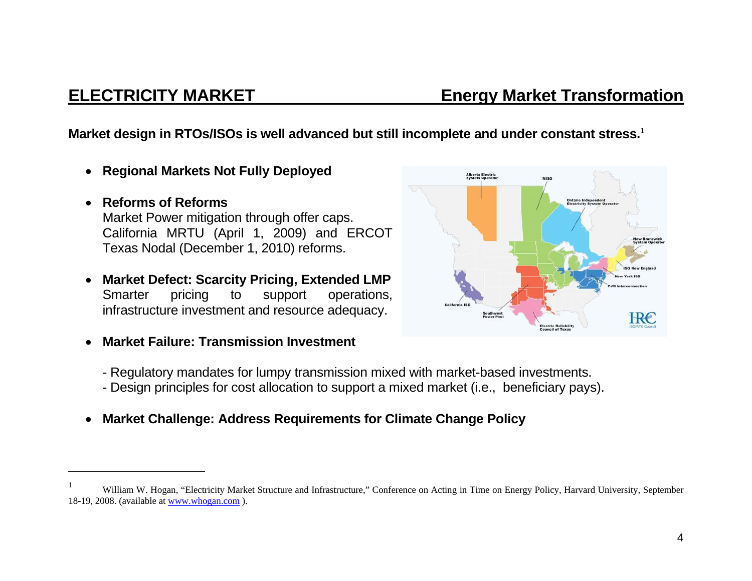## ELECTRICITY MARKET — Energy Market Transformation

**Market design in RTOs/ISOs is well advanced but still incomplete and under constant stress.**[1]

- **Regional Markets Not Fully Deployed**
- **Reforms of Reforms**
  Market Power mitigation through offer caps.
  California MRTU (April 1, 2009) and ERCOT Texas Nodal (December 1, 2010) reforms.
- **Market Defect: Scarcity Pricing, Extended LMP**
  Smarter pricing to support operations, infrastructure investment and resource adequacy.
- **Market Failure: Transmission Investment**

  - Regulatory mandates for lumpy transmission mixed with market-based investments.
  - Design principles for cost allocation to support a mixed market (i.e., beneficiary pays).
- **Market Challenge: Address Requirements for Climate Change Policy**

---

[1] William W. Hogan, "Electricity Market Structure and Infrastructure," Conference on Acting in Time on Energy Policy, Harvard University, September 18-19, 2008. (available at www.whogan.com ).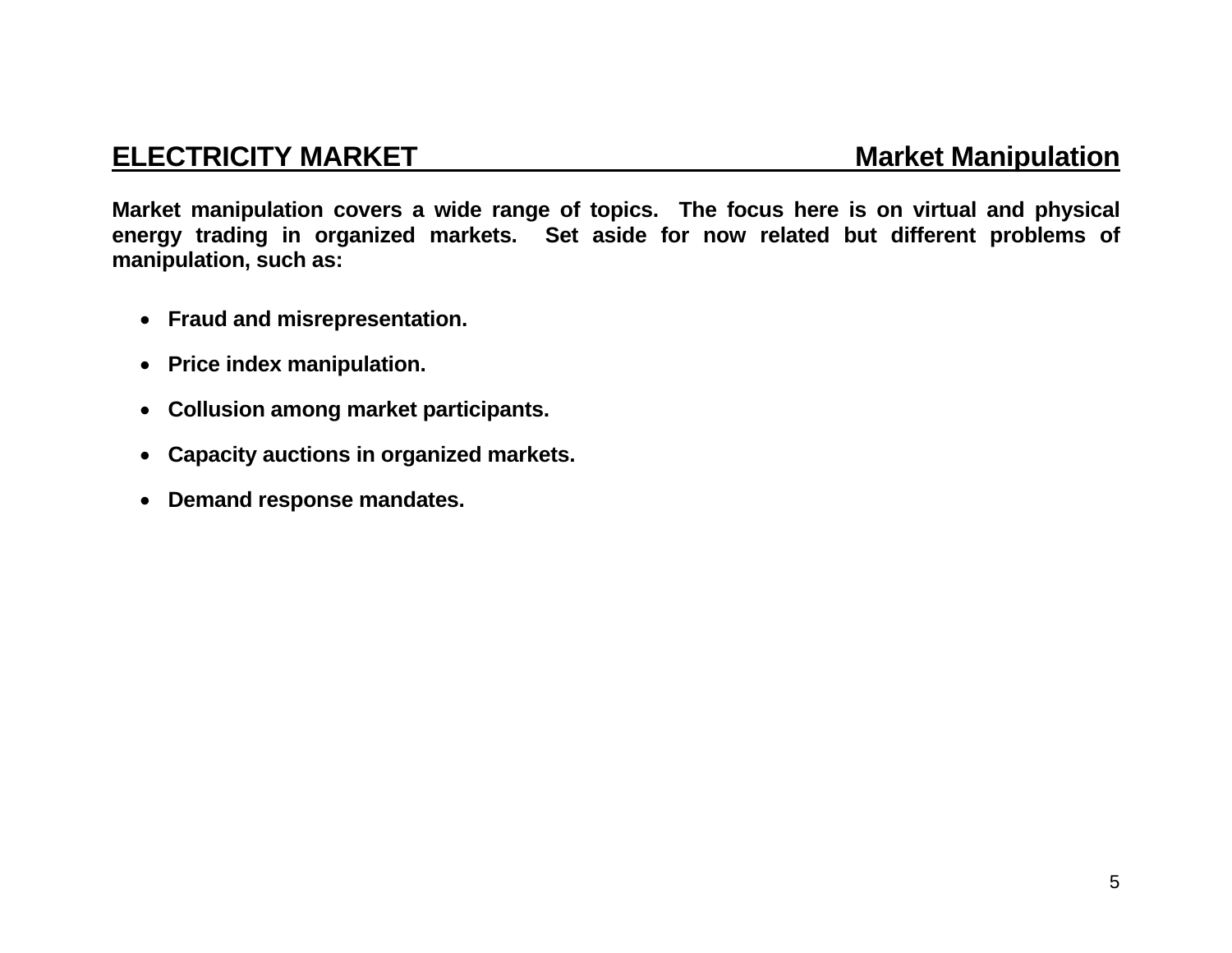## ELECTRICITY MARKET — Market Manipulation

**Market manipulation covers a wide range of topics. The focus here is on virtual and physical energy trading in organized markets. Set aside for now related but different problems of manipulation, such as:**

- **Fraud and misrepresentation.**
- **Price index manipulation.**
- **Collusion among market participants.**
- **Capacity auctions in organized markets.**
- **Demand response mandates.**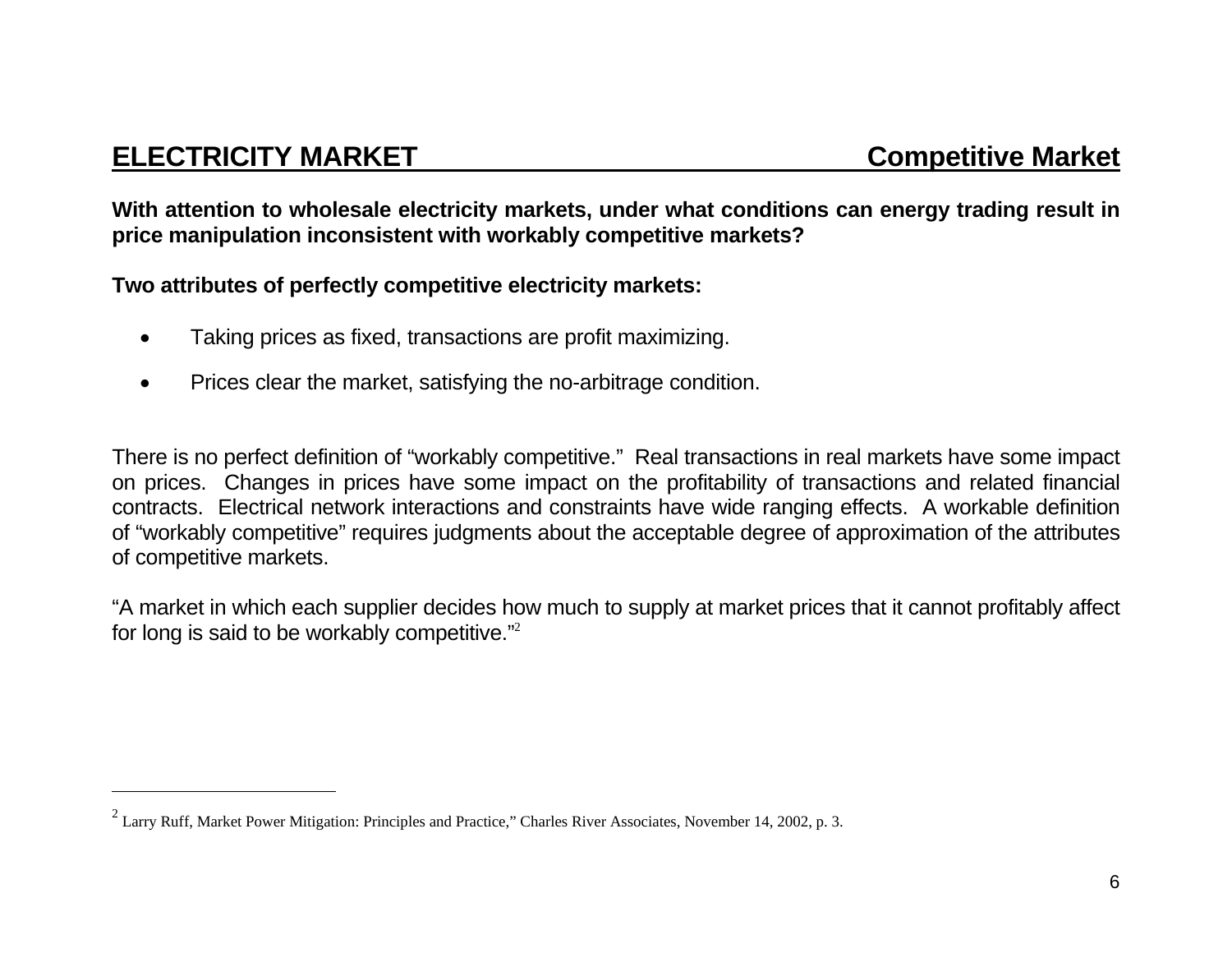## ELECTRICITY MARKET — Competitive Market

**With attention to wholesale electricity markets, under what conditions can energy trading result in price manipulation inconsistent with workably competitive markets?**

**Two attributes of perfectly competitive electricity markets:**

- Taking prices as fixed, transactions are profit maximizing.
- Prices clear the market, satisfying the no-arbitrage condition.

There is no perfect definition of "workably competitive." Real transactions in real markets have some impact on prices. Changes in prices have some impact on the profitability of transactions and related financial contracts. Electrical network interactions and constraints have wide ranging effects. A workable definition of "workably competitive" requires judgments about the acceptable degree of approximation of the attributes of competitive markets.

"A market in which each supplier decides how much to supply at market prices that it cannot profitably affect for long is said to be workably competitive."[2]

---

[2] Larry Ruff, Market Power Mitigation: Principles and Practice," Charles River Associates, November 14, 2002, p. 3.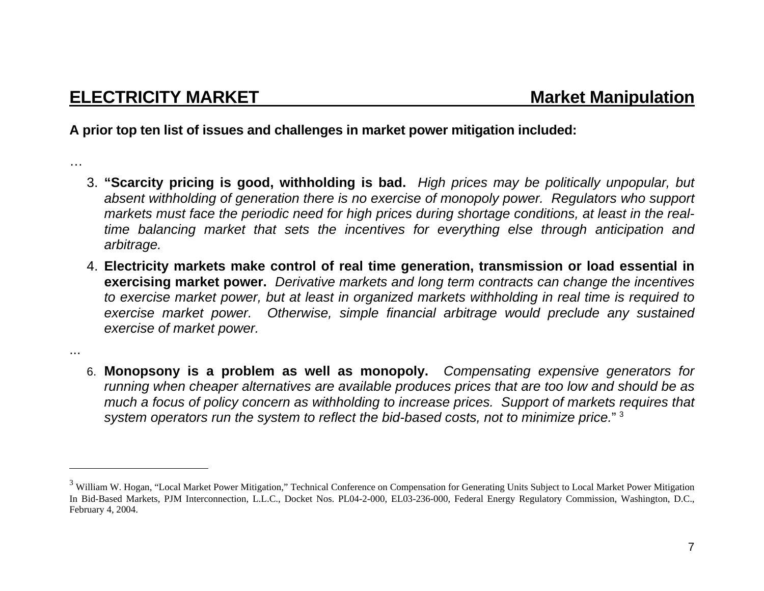## ELECTRICITY MARKET — Market Manipulation

**A prior top ten list of issues and challenges in market power mitigation included:**

…

3. **"Scarcity pricing is good, withholding is bad.** *High prices may be politically unpopular, but absent withholding of generation there is no exercise of monopoly power. Regulators who support markets must face the periodic need for high prices during shortage conditions, at least in the real-time balancing market that sets the incentives for everything else through anticipation and arbitrage.*

4. **Electricity markets make control of real time generation, transmission or load essential in exercising market power.** *Derivative markets and long term contracts can change the incentives to exercise market power, but at least in organized markets withholding in real time is required to exercise market power. Otherwise, simple financial arbitrage would preclude any sustained exercise of market power.*

...

6. **Monopsony is a problem as well as monopoly.** *Compensating expensive generators for running when cheaper alternatives are available produces prices that are too low and should be as much a focus of policy concern as withholding to increase prices. Support of markets requires that system operators run the system to reflect the bid-based costs, not to minimize price.*" [3]

---

[3] William W. Hogan, "Local Market Power Mitigation," Technical Conference on Compensation for Generating Units Subject to Local Market Power Mitigation In Bid-Based Markets, PJM Interconnection, L.L.C., Docket Nos. PL04-2-000, EL03-236-000, Federal Energy Regulatory Commission, Washington, D.C., February 4, 2004.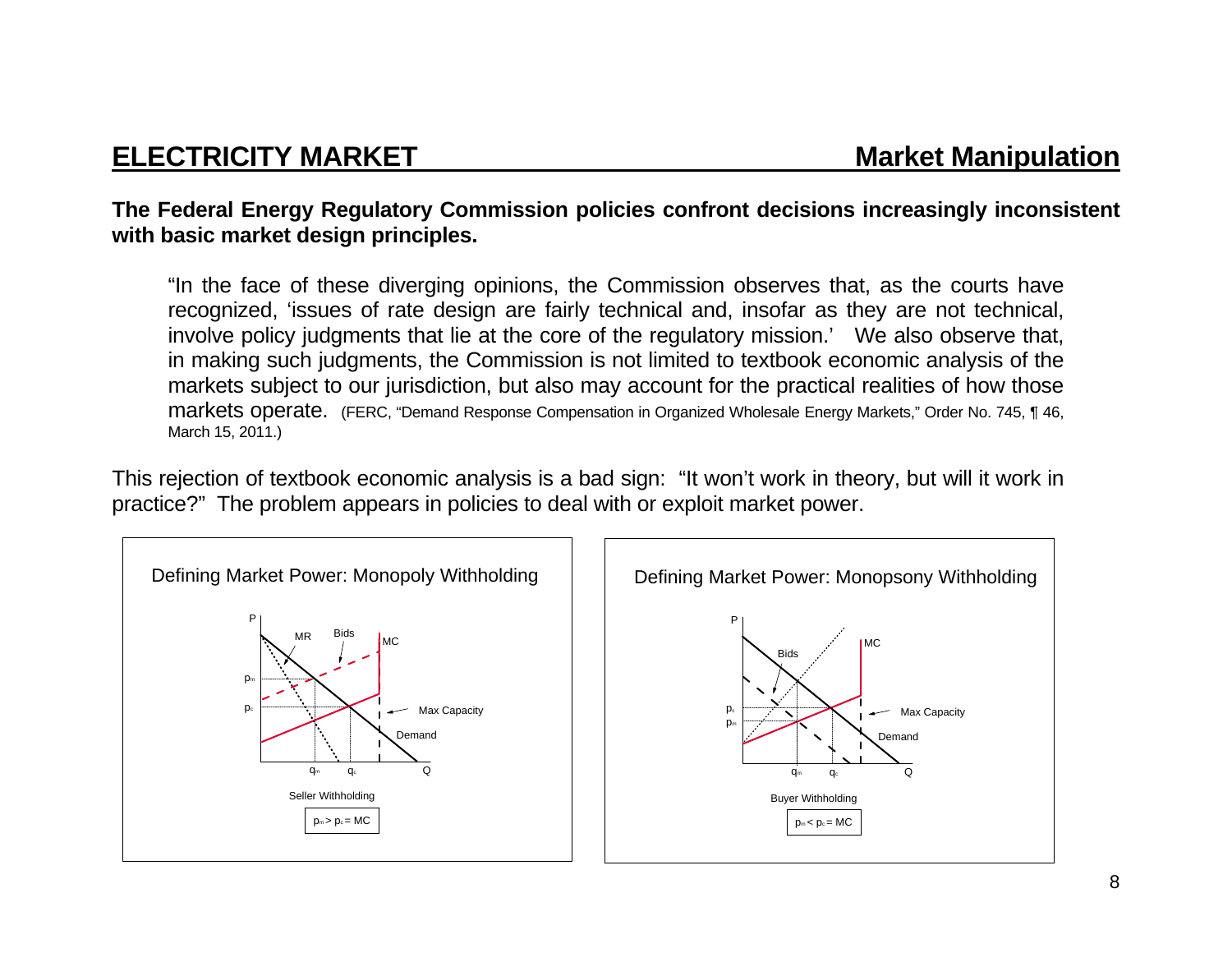## ELECTRICITY MARKET — Market Manipulation

**The Federal Energy Regulatory Commission policies confront decisions increasingly inconsistent with basic market design principles.**

> "In the face of these diverging opinions, the Commission observes that, as the courts have recognized, 'issues of rate design are fairly technical and, insofar as they are not technical, involve policy judgments that lie at the core of the regulatory mission.' We also observe that, in making such judgments, the Commission is not limited to textbook economic analysis of the markets subject to our jurisdiction, but also may account for the practical realities of how those markets operate. (FERC, "Demand Response Compensation in Organized Wholesale Energy Markets," Order No. 745, ¶ 46, March 15, 2011.)

This rejection of textbook economic analysis is a bad sign: "It won't work in theory, but will it work in practice?" The problem appears in policies to deal with or exploit market power.

**Defining Market Power: Monopoly Withholding**

Seller Withholding

$p_m > p_c = MC$

**Defining Market Power: Monopsony Withholding**

Buyer Withholding

$p_m < p_c = MC$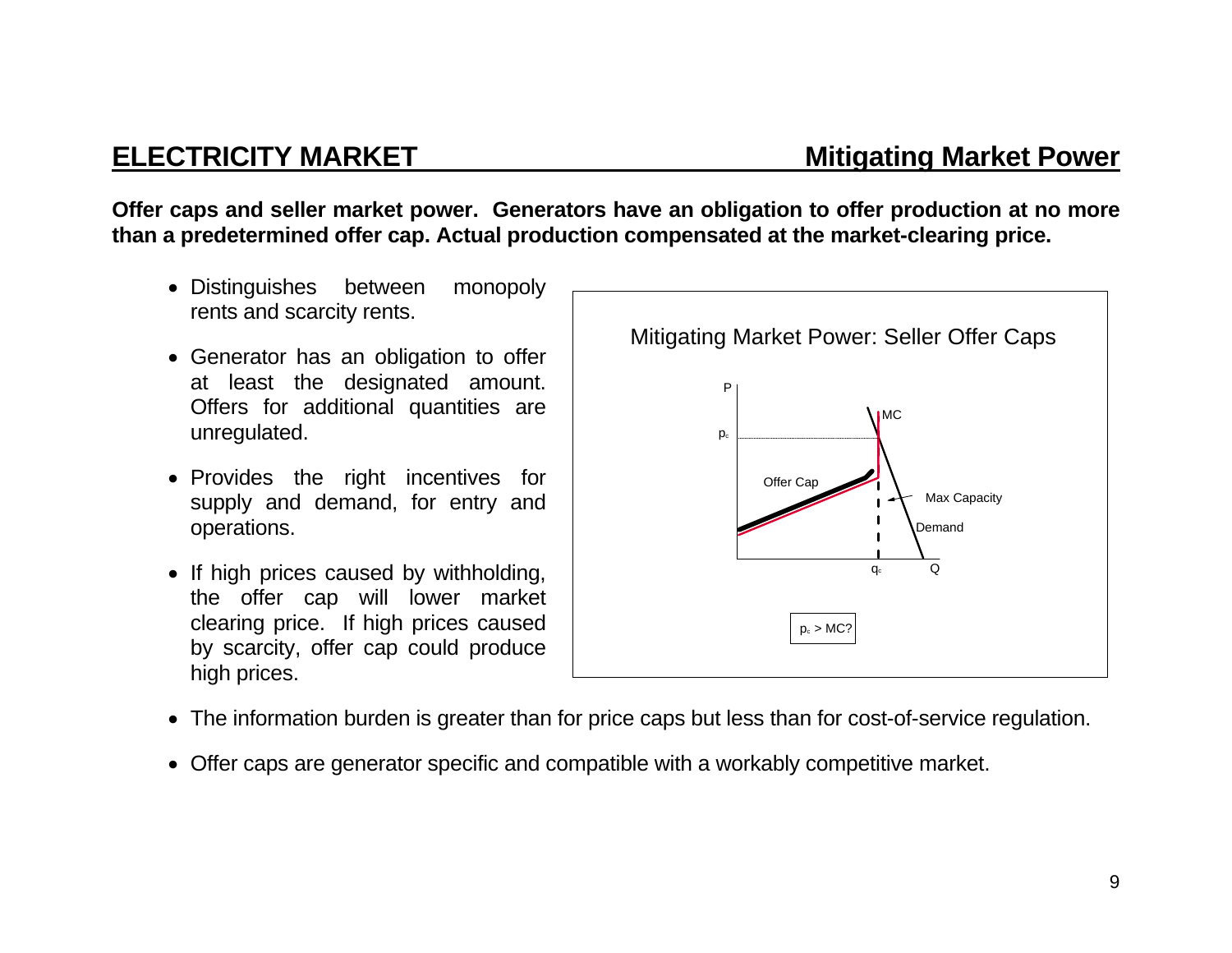## ELECTRICITY MARKET — Mitigating Market Power

**Offer caps and seller market power. Generators have an obligation to offer production at no more than a predetermined offer cap. Actual production compensated at the market-clearing price.**

- Distinguishes between monopoly rents and scarcity rents.
- Generator has an obligation to offer at least the designated amount. Offers for additional quantities are unregulated.
- Provides the right incentives for supply and demand, for entry and operations.
- If high prices caused by withholding, the offer cap will lower market clearing price. If high prices caused by scarcity, offer cap could produce high prices.

Mitigating Market Power: Seller Offer Caps

P, $p_c$, MC, Offer Cap, Max Capacity, Demand, $q_c$, Q

$p_c$ > MC?

- The information burden is greater than for price caps but less than for cost-of-service regulation.
- Offer caps are generator specific and compatible with a workably competitive market.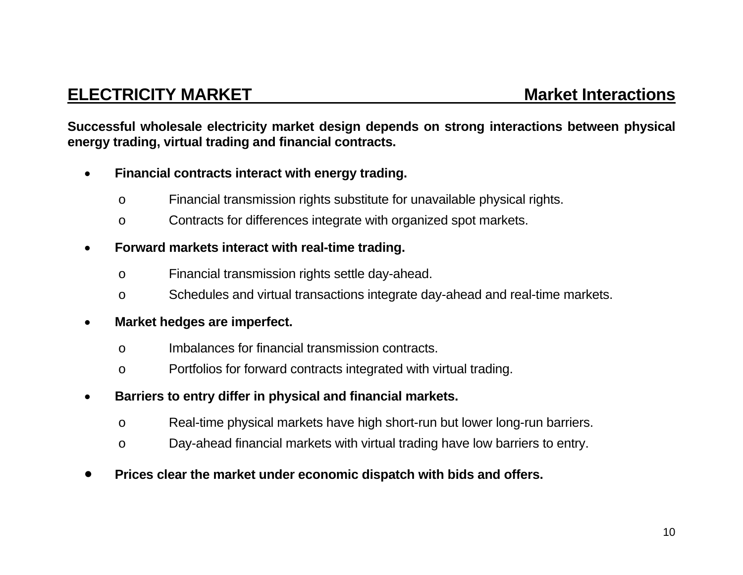## ELECTRICITY MARKET — Market Interactions

**Successful wholesale electricity market design depends on strong interactions between physical energy trading, virtual trading and financial contracts.**

- **Financial contracts interact with energy trading.**
  - Financial transmission rights substitute for unavailable physical rights.
  - Contracts for differences integrate with organized spot markets.
- **Forward markets interact with real-time trading.**
  - Financial transmission rights settle day-ahead.
  - Schedules and virtual transactions integrate day-ahead and real-time markets.
- **Market hedges are imperfect.**
  - Imbalances for financial transmission contracts.
  - Portfolios for forward contracts integrated with virtual trading.
- **Barriers to entry differ in physical and financial markets.**
  - Real-time physical markets have high short-run but lower long-run barriers.
  - Day-ahead financial markets with virtual trading have low barriers to entry.
- **Prices clear the market under economic dispatch with bids and offers.**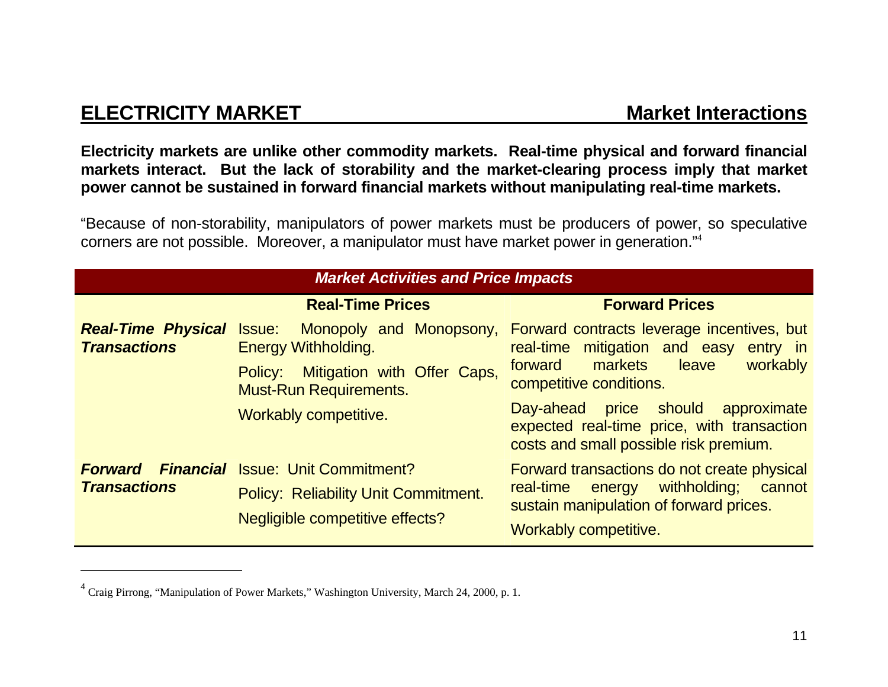## ELECTRICITY MARKET — Market Interactions

**Electricity markets are unlike other commodity markets. Real-time physical and forward financial markets interact. But the lack of storability and the market-clearing process imply that market power cannot be sustained in forward financial markets without manipulating real-time markets.**

"Because of non-storability, manipulators of power markets must be producers of power, so speculative corners are not possible. Moreover, a manipulator must have market power in generation."[4]

| ***Market Activities and Price Impacts*** | | |
|---|---|---|
| | **Real-Time Prices** | **Forward Prices** |
| ***Real-Time Physical Transactions*** | Issue: Monopoly and Monopsony, Energy Withholding.<br><br>Policy: Mitigation with Offer Caps, Must-Run Requirements.<br><br>Workably competitive. | Forward contracts leverage incentives, but real-time mitigation and easy entry in forward markets leave workably competitive conditions.<br><br>Day-ahead price should approximate expected real-time price, with transaction costs and small possible risk premium. |
| ***Forward Financial Transactions*** | Issue: Unit Commitment?<br><br>Policy: Reliability Unit Commitment.<br><br>Negligible competitive effects? | Forward transactions do not create physical real-time energy withholding; cannot sustain manipulation of forward prices.<br><br>Workably competitive. |

---

[4] Craig Pirrong, "Manipulation of Power Markets," Washington University, March 24, 2000, p. 1.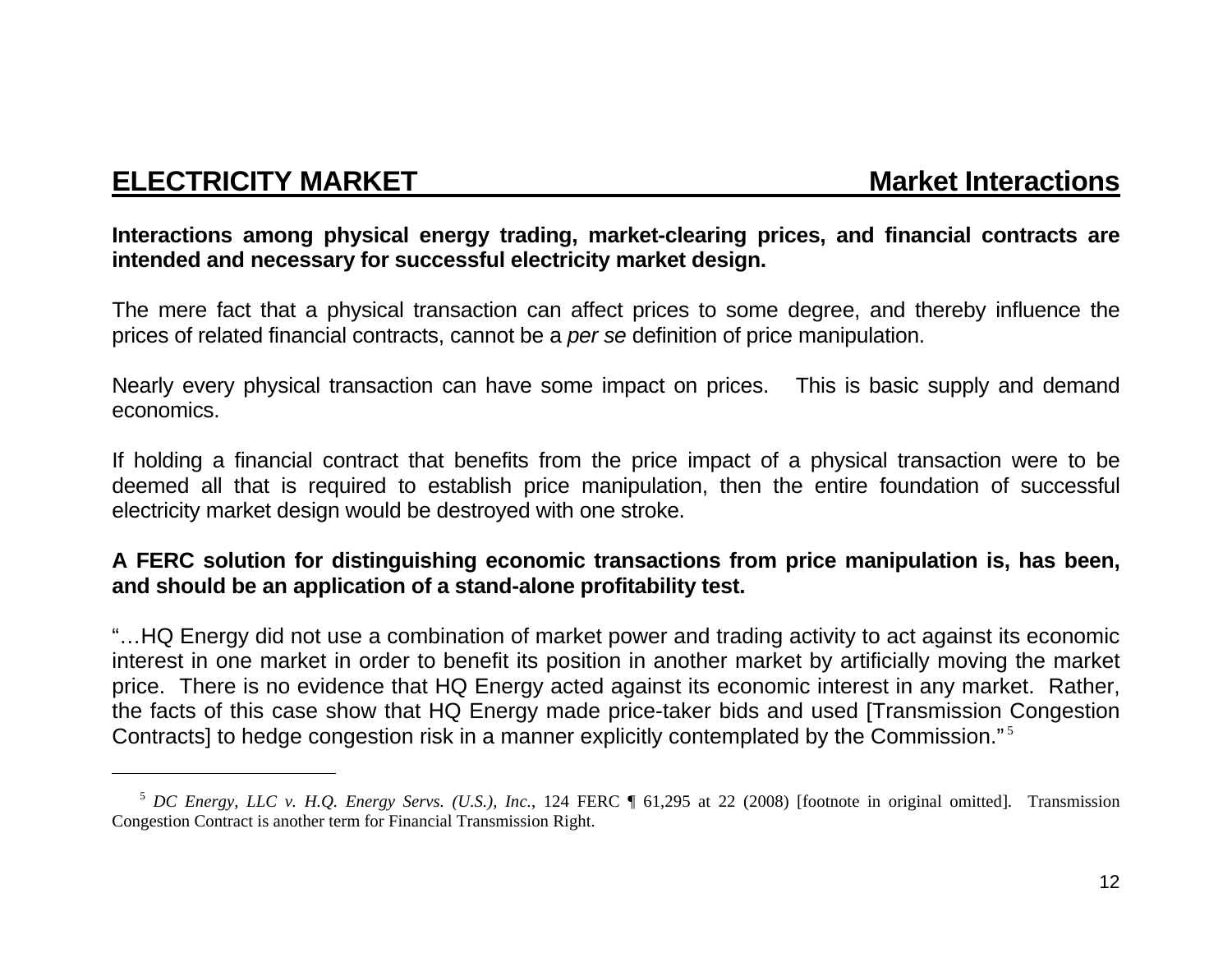## ELECTRICITY MARKET — Market Interactions

**Interactions among physical energy trading, market-clearing prices, and financial contracts are intended and necessary for successful electricity market design.**

The mere fact that a physical transaction can affect prices to some degree, and thereby influence the prices of related financial contracts, cannot be a *per se* definition of price manipulation.

Nearly every physical transaction can have some impact on prices. This is basic supply and demand economics.

If holding a financial contract that benefits from the price impact of a physical transaction were to be deemed all that is required to establish price manipulation, then the entire foundation of successful electricity market design would be destroyed with one stroke.

**A FERC solution for distinguishing economic transactions from price manipulation is, has been, and should be an application of a stand-alone profitability test.**

"…HQ Energy did not use a combination of market power and trading activity to act against its economic interest in one market in order to benefit its position in another market by artificially moving the market price. There is no evidence that HQ Energy acted against its economic interest in any market. Rather, the facts of this case show that HQ Energy made price-taker bids and used [Transmission Congestion Contracts] to hedge congestion risk in a manner explicitly contemplated by the Commission."[5]

---

[5] *DC Energy, LLC v. H.Q. Energy Servs. (U.S.), Inc.*, 124 FERC ¶ 61,295 at 22 (2008) [footnote in original omitted]. Transmission Congestion Contract is another term for Financial Transmission Right.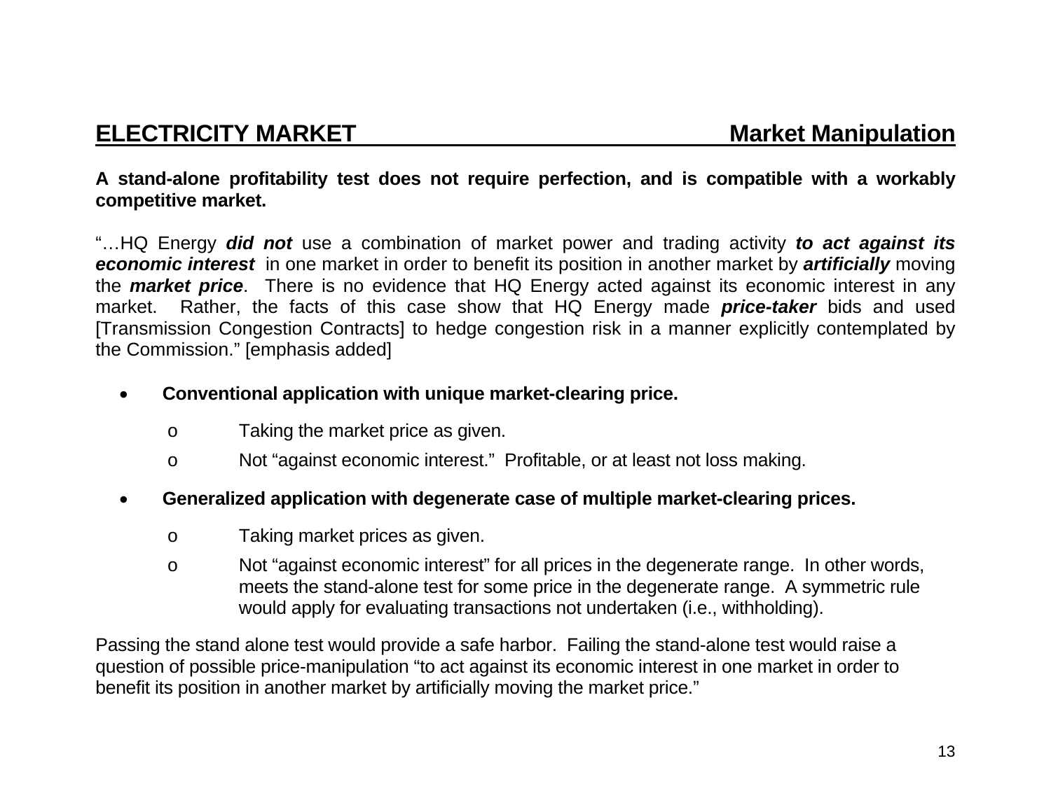## ELECTRICITY MARKET — Market Manipulation

**A stand-alone profitability test does not require perfection, and is compatible with a workably competitive market.**

"…HQ Energy ***did not*** use a combination of market power and trading activity ***to act against its economic interest*** in one market in order to benefit its position in another market by ***artificially*** moving the ***market price***. There is no evidence that HQ Energy acted against its economic interest in any market. Rather, the facts of this case show that HQ Energy made ***price-taker*** bids and used [Transmission Congestion Contracts] to hedge congestion risk in a manner explicitly contemplated by the Commission." [emphasis added]

- **Conventional application with unique market-clearing price.**
  - Taking the market price as given.
  - Not "against economic interest." Profitable, or at least not loss making.
- **Generalized application with degenerate case of multiple market-clearing prices.**
  - Taking market prices as given.
  - Not "against economic interest" for all prices in the degenerate range. In other words, meets the stand-alone test for some price in the degenerate range. A symmetric rule would apply for evaluating transactions not undertaken (i.e., withholding).

Passing the stand alone test would provide a safe harbor. Failing the stand-alone test would raise a question of possible price-manipulation "to act against its economic interest in one market in order to benefit its position in another market by artificially moving the market price."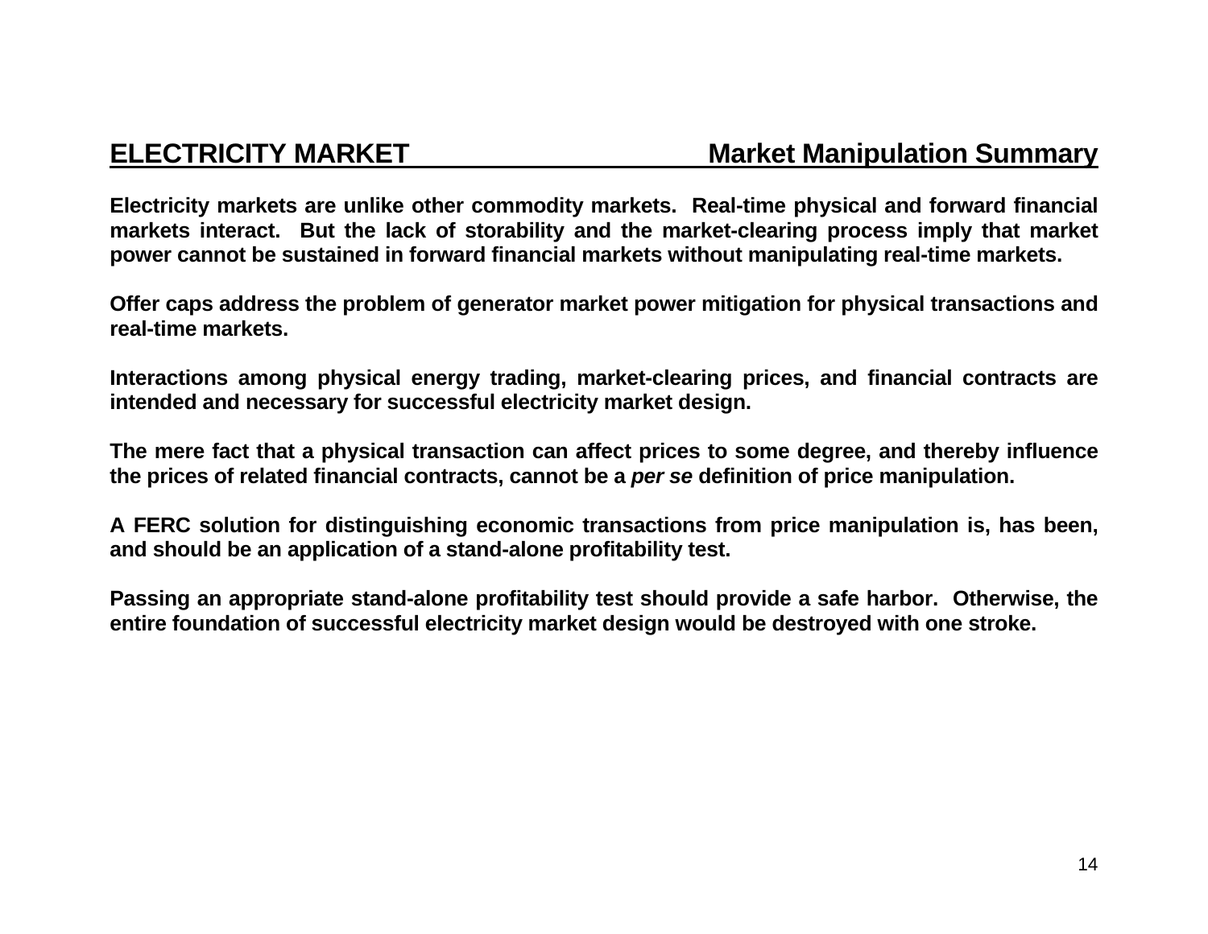## ELECTRICITY MARKET — Market Manipulation Summary

**Electricity markets are unlike other commodity markets. Real-time physical and forward financial markets interact. But the lack of storability and the market-clearing process imply that market power cannot be sustained in forward financial markets without manipulating real-time markets.**

**Offer caps address the problem of generator market power mitigation for physical transactions and real-time markets.**

**Interactions among physical energy trading, market-clearing prices, and financial contracts are intended and necessary for successful electricity market design.**

**The mere fact that a physical transaction can affect prices to some degree, and thereby influence the prices of related financial contracts, cannot be a *per se* definition of price manipulation.**

**A FERC solution for distinguishing economic transactions from price manipulation is, has been, and should be an application of a stand-alone profitability test.**

**Passing an appropriate stand-alone profitability test should provide a safe harbor. Otherwise, the entire foundation of successful electricity market design would be destroyed with one stroke.**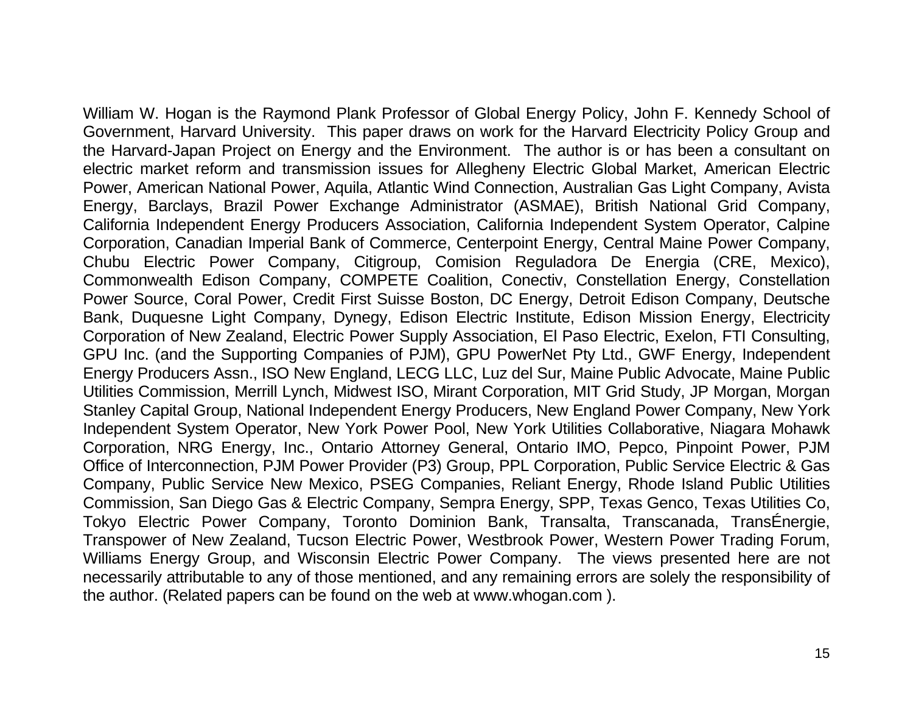William W. Hogan is the Raymond Plank Professor of Global Energy Policy, John F. Kennedy School of Government, Harvard University. This paper draws on work for the Harvard Electricity Policy Group and the Harvard-Japan Project on Energy and the Environment. The author is or has been a consultant on electric market reform and transmission issues for Allegheny Electric Global Market, American Electric Power, American National Power, Aquila, Atlantic Wind Connection, Australian Gas Light Company, Avista Energy, Barclays, Brazil Power Exchange Administrator (ASMAE), British National Grid Company, California Independent Energy Producers Association, California Independent System Operator, Calpine Corporation, Canadian Imperial Bank of Commerce, Centerpoint Energy, Central Maine Power Company, Chubu Electric Power Company, Citigroup, Comision Reguladora De Energia (CRE, Mexico), Commonwealth Edison Company, COMPETE Coalition, Conectiv, Constellation Energy, Constellation Power Source, Coral Power, Credit First Suisse Boston, DC Energy, Detroit Edison Company, Deutsche Bank, Duquesne Light Company, Dynegy, Edison Electric Institute, Edison Mission Energy, Electricity Corporation of New Zealand, Electric Power Supply Association, El Paso Electric, Exelon, FTI Consulting, GPU Inc. (and the Supporting Companies of PJM), GPU PowerNet Pty Ltd., GWF Energy, Independent Energy Producers Assn., ISO New England, LECG LLC, Luz del Sur, Maine Public Advocate, Maine Public Utilities Commission, Merrill Lynch, Midwest ISO, Mirant Corporation, MIT Grid Study, JP Morgan, Morgan Stanley Capital Group, National Independent Energy Producers, New England Power Company, New York Independent System Operator, New York Power Pool, New York Utilities Collaborative, Niagara Mohawk Corporation, NRG Energy, Inc., Ontario Attorney General, Ontario IMO, Pepco, Pinpoint Power, PJM Office of Interconnection, PJM Power Provider (P3) Group, PPL Corporation, Public Service Electric & Gas Company, Public Service New Mexico, PSEG Companies, Reliant Energy, Rhode Island Public Utilities Commission, San Diego Gas & Electric Company, Sempra Energy, SPP, Texas Genco, Texas Utilities Co, Tokyo Electric Power Company, Toronto Dominion Bank, Transalta, Transcanada, TransÉnergie, Transpower of New Zealand, Tucson Electric Power, Westbrook Power, Western Power Trading Forum, Williams Energy Group, and Wisconsin Electric Power Company. The views presented here are not necessarily attributable to any of those mentioned, and any remaining errors are solely the responsibility of the author. (Related papers can be found on the web at www.whogan.com ).